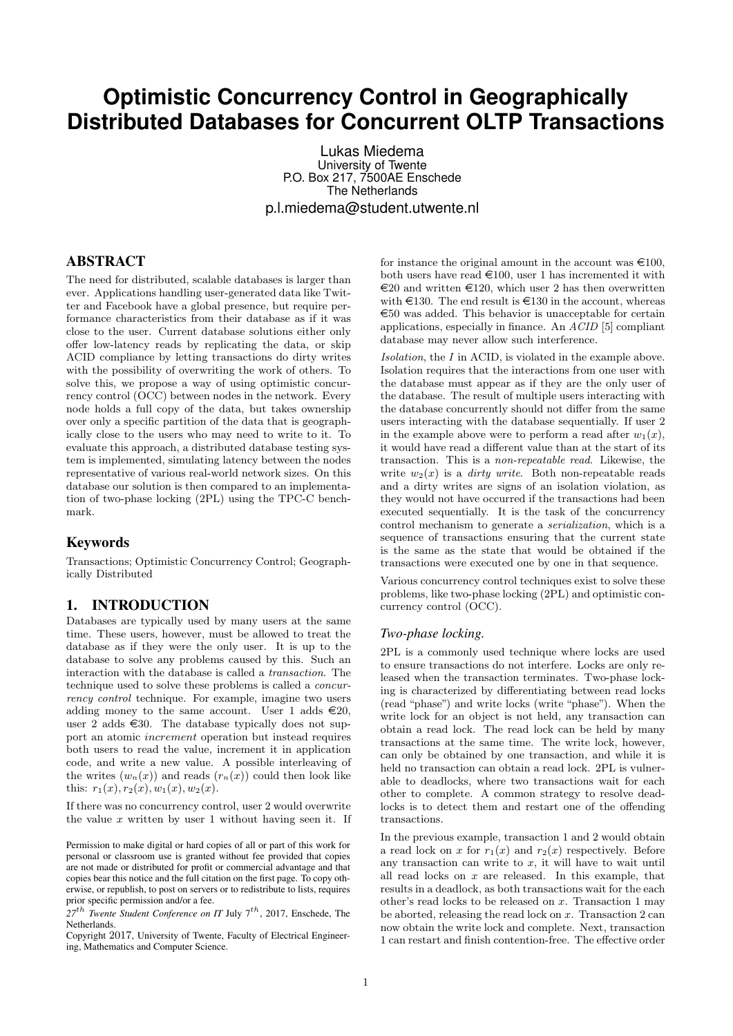# Optimistic Concurrency Control in Geographically Distributed Databases for Concurrent OLTP Transactions

Lukas Miedema
University of Twente
P.O. Box 217, 7500AE Enschede
The Netherlands
p.l.miedema@student.utwente.nl

## ABSTRACT

The need for distributed, scalable databases is larger than ever. Applications handling user-generated data like Twitter and Facebook have a global presence, but require performance characteristics from their database as if it was close to the user. Current database solutions either only offer low-latency reads by replicating the data, or skip ACID compliance by letting transactions do dirty writes with the possibility of overwriting the work of others. To solve this, we propose a way of using optimistic concurrency control (OCC) between nodes in the network. Every node holds a full copy of the data, but takes ownership over only a specific partition of the data that is geographically close to the users who may need to write to it. To evaluate this approach, a distributed database testing system is implemented, simulating latency between the nodes representative of various real-world network sizes. On this database our solution is then compared to an implementation of two-phase locking (2PL) using the TPC-C benchmark.

### Keywords

Transactions; Optimistic Concurrency Control; Geographically Distributed

## 1. INTRODUCTION

Databases are typically used by many users at the same time. These users, however, must be allowed to treat the database as if they were the only user. It is up to the database to solve any problems caused by this. Such an interaction with the database is called a *transaction*. The technique used to solve these problems is called a *concurrency control* technique. For example, imagine two users adding money to the same account. User 1 adds €20, user 2 adds €30. The database typically does not support an atomic *increment* operation but instead requires both users to read the value, increment it in application code, and write a new value. A possible interleaving of the writes ($w_n(x)$) and reads ($r_n(x)$) could then look like this: $r_1(x), r_2(x), w_1(x), w_2(x)$.

If there was no concurrency control, user 2 would overwrite the value $x$ written by user 1 without having seen it. If for instance the original amount in the account was €100, both users have read €100, user 1 has incremented it with €20 and written €120, which user 2 has then overwritten with €130. The end result is €130 in the account, whereas €50 was added. This behavior is unacceptable for certain applications, especially in finance. An *ACID* [5] compliant database may never allow such interference.

*Isolation*, the *I* in ACID, is violated in the example above. Isolation requires that the interactions from one user with the database must appear as if they are the only user of the database. The result of multiple users interacting with the database concurrently should not differ from the same users interacting with the database sequentially. If user 2 in the example above were to perform a read after $w_1(x)$, it would have read a different value than at the start of its transaction. This is a *non-repeatable read*. Likewise, the write $w_2(x)$ is a *dirty write*. Both non-repeatable reads and a dirty writes are signs of an isolation violation, as they would not have occurred if the transactions had been executed sequentially. It is the task of the concurrency control mechanism to generate a *serialization*, which is a sequence of transactions ensuring that the current state is the same as the state that would be obtained if the transactions were executed one by one in that sequence.

Various concurrency control techniques exist to solve these problems, like two-phase locking (2PL) and optimistic concurrency control (OCC).

### *Two-phase locking.*

2PL is a commonly used technique where locks are used to ensure transactions do not interfere. Locks are only released when the transaction terminates. Two-phase locking is characterized by differentiating between read locks (read "phase") and write locks (write "phase"). When the write lock for an object is not held, any transaction can obtain a read lock. The read lock can be held by many transactions at the same time. The write lock, however, can only be obtained by one transaction, and while it is held no transaction can obtain a read lock. 2PL is vulnerable to deadlocks, where two transactions wait for each other to complete. A common strategy to resolve deadlocks is to detect them and restart one of the offending transactions.

In the previous example, transaction 1 and 2 would obtain a read lock on $x$ for $r_1(x)$ and $r_2(x)$ respectively. Before any transaction can write to $x$, it will have to wait until all read locks on $x$ are released. In this example, that results in a deadlock, as both transactions wait for the each other's read locks to be released on $x$. Transaction 1 may be aborted, releasing the read lock on $x$. Transaction 2 can now obtain the write lock and complete. Next, transaction 1 can restart and finish contention-free. The effective order

Permission to make digital or hard copies of all or part of this work for personal or classroom use is granted without fee provided that copies are not made or distributed for profit or commercial advantage and that copies bear this notice and the full citation on the first page. To copy otherwise, or republish, to post on servers or to redistribute to lists, requires prior specific permission and/or a fee.
27th Twente Student Conference on IT July 7th, 2017, Enschede, The Netherlands.
Copyright 2017, University of Twente, Faculty of Electrical Engineering, Mathematics and Computer Science.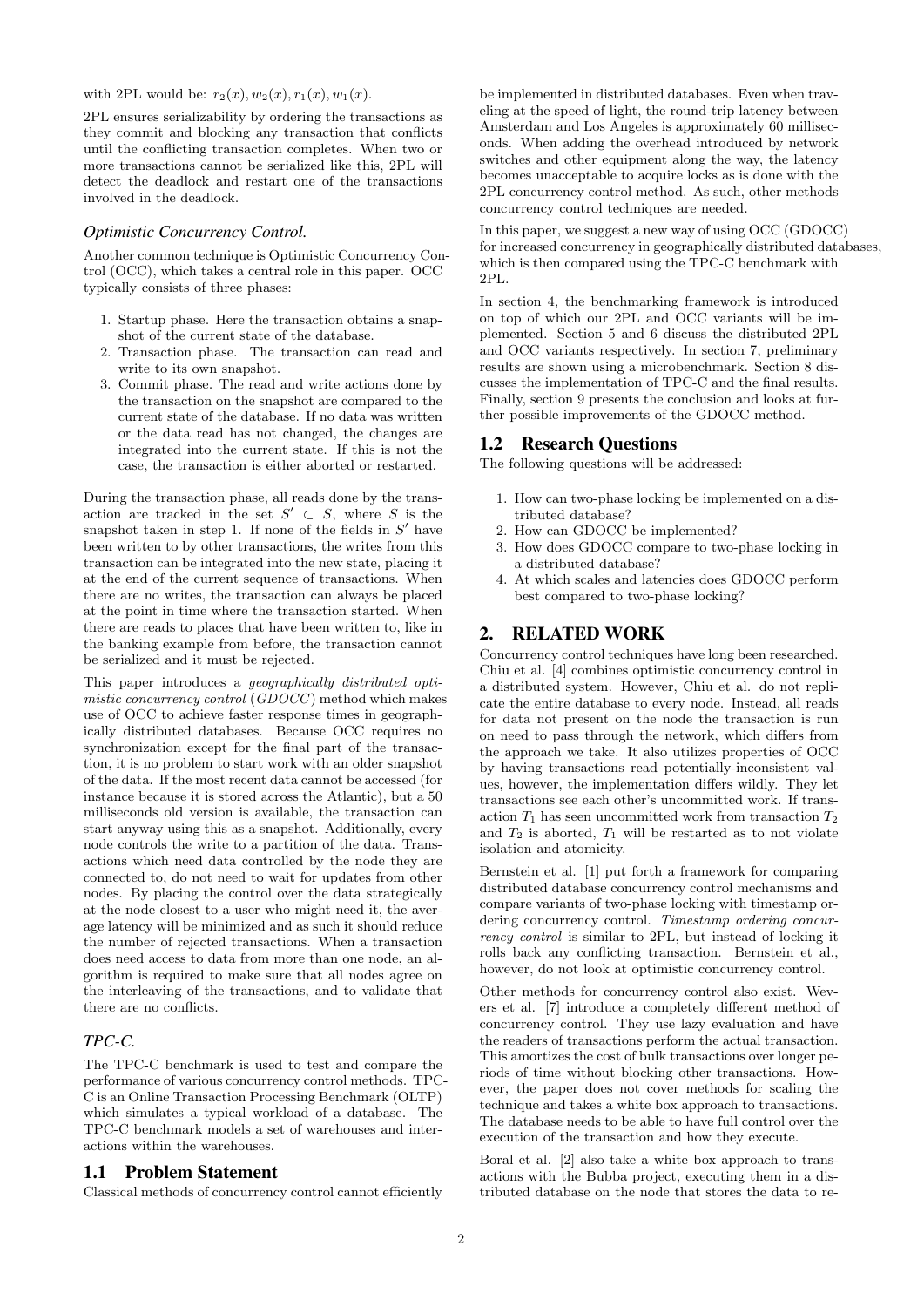with 2PL would be: $r_2(x), w_2(x), r_1(x), w_1(x)$.

2PL ensures serializability by ordering the transactions as they commit and blocking any transaction that conflicts until the conflicting transaction completes. When two or more transactions cannot be serialized like this, 2PL will detect the deadlock and restart one of the transactions involved in the deadlock.

### *Optimistic Concurrency Control.*

Another common technique is Optimistic Concurrency Control (OCC), which takes a central role in this paper. OCC typically consists of three phases:

1. Startup phase. Here the transaction obtains a snapshot of the current state of the database.
2. Transaction phase. The transaction can read and write to its own snapshot.
3. Commit phase. The read and write actions done by the transaction on the snapshot are compared to the current state of the database. If no data was written or the data read has not changed, the changes are integrated into the current state. If this is not the case, the transaction is either aborted or restarted.

During the transaction phase, all reads done by the transaction are tracked in the set $S' \subset S$, where $S$ is the snapshot taken in step 1. If none of the fields in $S'$ have been written to by other transactions, the writes from this transaction can be integrated into the new state, placing it at the end of the current sequence of transactions. When there are no writes, the transaction can always be placed at the point in time where the transaction started. When there are reads to places that have been written to, like in the banking example from before, the transaction cannot be serialized and it must be rejected.

This paper introduces a *geographically distributed optimistic concurrency control* (*GDOCC*) method which makes use of OCC to achieve faster response times in geographically distributed databases. Because OCC requires no synchronization except for the final part of the transaction, it is no problem to start work with an older snapshot of the data. If the most recent data cannot be accessed (for instance because it is stored across the Atlantic), but a 50 milliseconds old version is available, the transaction can start anyway using this as a snapshot. Additionally, every node controls the write to a partition of the data. Transactions which need data controlled by the node they are connected to, do not need to wait for updates from other nodes. By placing the control over the data strategically at the node closest to a user who might need it, the average latency will be minimized and as such it should reduce the number of rejected transactions. When a transaction does need access to data from more than one node, an algorithm is required to make sure that all nodes agree on the interleaving of the transactions, and to validate that there are no conflicts.

### *TPC-C.*

The TPC-C benchmark is used to test and compare the performance of various concurrency control methods. TPC-C is an Online Transaction Processing Benchmark (OLTP) which simulates a typical workload of a database. The TPC-C benchmark models a set of warehouses and interactions within the warehouses.

## 1.1 Problem Statement

Classical methods of concurrency control cannot efficiently be implemented in distributed databases. Even when traveling at the speed of light, the round-trip latency between Amsterdam and Los Angeles is approximately 60 milliseconds. When adding the overhead introduced by network switches and other equipment along the way, the latency becomes unacceptable to acquire locks as is done with the 2PL concurrency control method. As such, other methods concurrency control techniques are needed.

In this paper, we suggest a new way of using OCC (GDOCC) for increased concurrency in geographically distributed databases, which is then compared using the TPC-C benchmark with 2PL.

In section 4, the benchmarking framework is introduced on top of which our 2PL and OCC variants will be implemented. Section 5 and 6 discuss the distributed 2PL and OCC variants respectively. In section 7, preliminary results are shown using a microbenchmark. Section 8 discusses the implementation of TPC-C and the final results. Finally, section 9 presents the conclusion and looks at further possible improvements of the GDOCC method.

## 1.2 Research Questions

The following questions will be addressed:

1. How can two-phase locking be implemented on a distributed database?
2. How can GDOCC be implemented?
3. How does GDOCC compare to two-phase locking in a distributed database?
4. At which scales and latencies does GDOCC perform best compared to two-phase locking?

# 2. RELATED WORK

Concurrency control techniques have long been researched. Chiu et al. [4] combines optimistic concurrency control in a distributed system. However, Chiu et al. do not replicate the entire database to every node. Instead, all reads for data not present on the node the transaction is run on need to pass through the network, which differs from the approach we take. It also utilizes properties of OCC by having transactions read potentially-inconsistent values, however, the implementation differs wildly. They let transactions see each other's uncommitted work. If transaction $T_1$ has seen uncommitted work from transaction $T_2$ and $T_2$ is aborted, $T_1$ will be restarted as to not violate isolation and atomicity.

Bernstein et al. [1] put forth a framework for comparing distributed database concurrency control mechanisms and compare variants of two-phase locking with timestamp ordering concurrency control. *Timestamp ordering concurrency control* is similar to 2PL, but instead of locking it rolls back any conflicting transaction. Bernstein et al., however, do not look at optimistic concurrency control.

Other methods for concurrency control also exist. Wevers et al. [7] introduce a completely different method of concurrency control. They use lazy evaluation and have the readers of transactions perform the actual transaction. This amortizes the cost of bulk transactions over longer periods of time without blocking other transactions. However, the paper does not cover methods for scaling the technique and takes a white box approach to transactions. The database needs to be able to have full control over the execution of the transaction and how they execute.

Boral et al. [2] also take a white box approach to transactions with the Bubba project, executing them in a distributed database on the node that stores the data to re-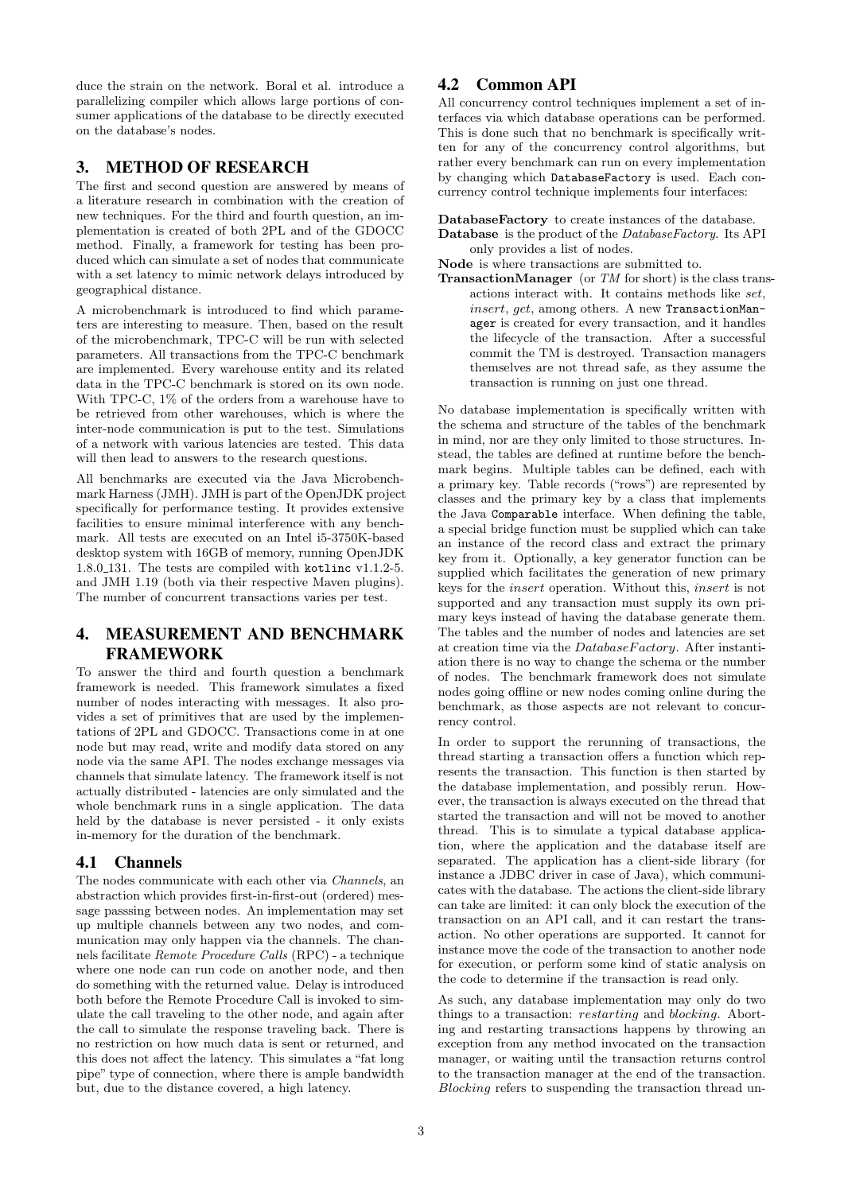duce the strain on the network. Boral et al. introduce a parallelizing compiler which allows large portions of consumer applications of the database to be directly executed on the database's nodes.

## 3. METHOD OF RESEARCH

The first and second question are answered by means of a literature research in combination with the creation of new techniques. For the third and fourth question, an implementation is created of both 2PL and of the GDOCC method. Finally, a framework for testing has been produced which can simulate a set of nodes that communicate with a set latency to mimic network delays introduced by geographical distance.

A microbenchmark is introduced to find which parameters are interesting to measure. Then, based on the result of the microbenchmark, TPC-C will be run with selected parameters. All transactions from the TPC-C benchmark are implemented. Every warehouse entity and its related data in the TPC-C benchmark is stored on its own node. With TPC-C, 1% of the orders from a warehouse have to be retrieved from other warehouses, which is where the inter-node communication is put to the test. Simulations of a network with various latencies are tested. This data will then lead to answers to the research questions.

All benchmarks are executed via the Java Microbenchmark Harness (JMH). JMH is part of the OpenJDK project specifically for performance testing. It provides extensive facilities to ensure minimal interference with any benchmark. All tests are executed on an Intel i5-3750K-based desktop system with 16GB of memory, running OpenJDK 1.8.0_131. The tests are compiled with `kotlinc` v1.1.2-5. and JMH 1.19 (both via their respective Maven plugins). The number of concurrent transactions varies per test.

## 4. MEASUREMENT AND BENCHMARK FRAMEWORK

To answer the third and fourth question a benchmark framework is needed. This framework simulates a fixed number of nodes interacting with messages. It also provides a set of primitives that are used by the implementations of 2PL and GDOCC. Transactions come in at one node but may read, write and modify data stored on any node via the same API. The nodes exchange messages via channels that simulate latency. The framework itself is not actually distributed - latencies are only simulated and the whole benchmark runs in a single application. The data held by the database is never persisted - it only exists in-memory for the duration of the benchmark.

### 4.1 Channels

The nodes communicate with each other via *Channels*, an abstraction which provides first-in-first-out (ordered) message passsing between nodes. An implementation may set up multiple channels between any two nodes, and communication may only happen via the channels. The channels facilitate *Remote Procedure Calls* (RPC) - a technique where one node can run code on another node, and then do something with the returned value. Delay is introduced both before the Remote Procedure Call is invoked to simulate the call traveling to the other node, and again after the call to simulate the response traveling back. There is no restriction on how much data is sent or returned, and this does not affect the latency. This simulates a "fat long pipe" type of connection, where there is ample bandwidth but, due to the distance covered, a high latency.

### 4.2 Common API

All concurrency control techniques implement a set of interfaces via which database operations can be performed. This is done such that no benchmark is specifically written for any of the concurrency control algorithms, but rather every benchmark can run on every implementation by changing which `DatabaseFactory` is used. Each concurrency control technique implements four interfaces:

**DatabaseFactory** to create instances of the database.

**Database** is the product of the *DatabaseFactory*. Its API only provides a list of nodes.

**Node** is where transactions are submitted to.

**TransactionManager** (or *TM* for short) is the class transactions interact with. It contains methods like *set*, *insert*, *get*, among others. A new `TransactionManager` is created for every transaction, and it handles the lifecycle of the transaction. After a successful commit the TM is destroyed. Transaction managers themselves are not thread safe, as they assume the transaction is running on just one thread.

No database implementation is specifically written with the schema and structure of the tables of the benchmark in mind, nor are they only limited to those structures. Instead, the tables are defined at runtime before the benchmark begins. Multiple tables can be defined, each with a primary key. Table records ("rows") are represented by classes and the primary key by a class that implements the Java `Comparable` interface. When defining the table, a special bridge function must be supplied which can take an instance of the record class and extract the primary key from it. Optionally, a key generator function can be supplied which facilitates the generation of new primary keys for the *insert* operation. Without this, *insert* is not supported and any transaction must supply its own primary keys instead of having the database generate them. The tables and the number of nodes and latencies are set at creation time via the *DatabaseFactory*. After instantiation there is no way to change the schema or the number of nodes. The benchmark framework does not simulate nodes going offline or new nodes coming online during the benchmark, as those aspects are not relevant to concurrency control.

In order to support the rerunning of transactions, the thread starting a transaction offers a function which represents the transaction. This function is then started by the database implementation, and possibly rerun. However, the transaction is always executed on the thread that started the transaction and will not be moved to another thread. This is to simulate a typical database application, where the application and the database itself are separated. The application has a client-side library (for instance a JDBC driver in case of Java), which communicates with the database. The actions the client-side library can take are limited: it can only block the execution of the transaction on an API call, and it can restart the transaction. No other operations are supported. It cannot for instance move the code of the transaction to another node for execution, or perform some kind of static analysis on the code to determine if the transaction is read only.

As such, any database implementation may only do two things to a transaction: *restarting* and *blocking*. Aborting and restarting transactions happens by throwing an exception from any method invocated on the transaction manager, or waiting until the transaction returns control to the transaction manager at the end of the transaction. *Blocking* refers to suspending the transaction thread un-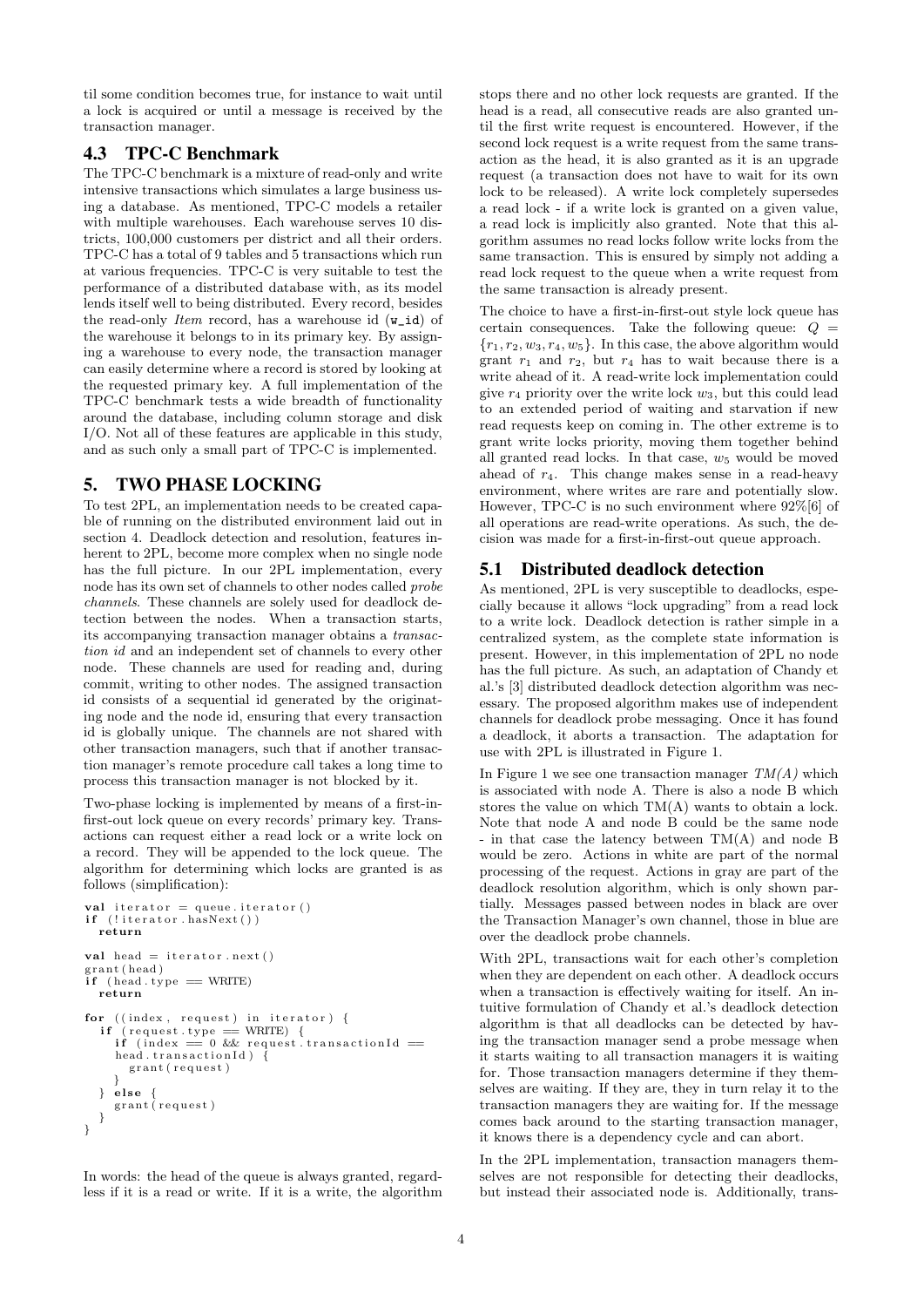til some condition becomes true, for instance to wait until a lock is acquired or until a message is received by the transaction manager.

### 4.3 TPC-C Benchmark

The TPC-C benchmark is a mixture of read-only and write intensive transactions which simulates a large business using a database. As mentioned, TPC-C models a retailer with multiple warehouses. Each warehouse serves 10 districts, 100,000 customers per district and all their orders. TPC-C has a total of 9 tables and 5 transactions which run at various frequencies. TPC-C is very suitable to test the performance of a distributed database with, as its model lends itself well to being distributed. Every record, besides the read-only *Item* record, has a warehouse id (`w_id`) of the warehouse it belongs to in its primary key. By assigning a warehouse to every node, the transaction manager can easily determine where a record is stored by looking at the requested primary key. A full implementation of the TPC-C benchmark tests a wide breadth of functionality around the database, including column storage and disk I/O. Not all of these features are applicable in this study, and as such only a small part of TPC-C is implemented.

## 5. TWO PHASE LOCKING

To test 2PL, an implementation needs to be created capable of running on the distributed environment laid out in section 4. Deadlock detection and resolution, features inherent to 2PL, become more complex when no single node has the full picture. In our 2PL implementation, every node has its own set of channels to other nodes called *probe channels*. These channels are solely used for deadlock detection between the nodes. When a transaction starts, its accompanying transaction manager obtains a *transaction id* and an independent set of channels to every other node. These channels are used for reading and, during commit, writing to other nodes. The assigned transaction id consists of a sequential id generated by the originating node and the node id, ensuring that every transaction id is globally unique. The channels are not shared with other transaction managers, such that if another transaction manager's remote procedure call takes a long time to process this transaction manager is not blocked by it.

Two-phase locking is implemented by means of a first-in-first-out lock queue on every records' primary key. Transactions can request either a read lock or a write lock on a record. They will be appended to the lock queue. The algorithm for determining which locks are granted is as follows (simplification):

```
val iterator = queue.iterator()
if (!iterator.hasNext())
  return

val head = iterator.next()
grant(head)
if (head.type == WRITE)
  return

for ((index, request) in iterator) {
  if (request.type == WRITE) {
    if (index == 0 && request.transactionId ==
    head.transactionId) {
      grant(request)
    }
  } else {
    grant(request)
  }
}
```

In words: the head of the queue is always granted, regardless if it is a read or write. If it is a write, the algorithm stops there and no other lock requests are granted. If the head is a read, all consecutive reads are also granted until the first write request is encountered. However, if the second lock request is a write request from the same transaction as the head, it is also granted as it is an upgrade request (a transaction does not have to wait for its own lock to be released). A write lock completely supersedes a read lock - if a write lock is granted on a given value, a read lock is implicitly also granted. Note that this algorithm assumes no read locks follow write locks from the same transaction. This is ensured by simply not adding a read lock request to the queue when a write request from the same transaction is already present.

The choice to have a first-in-first-out style lock queue has certain consequences. Take the following queue: $Q = \{r_1, r_2, w_3, r_4, w_5\}$. In this case, the above algorithm would grant $r_1$ and $r_2$, but $r_4$ has to wait because there is a write ahead of it. A read-write lock implementation could give $r_4$ priority over the write lock $w_3$, but this could lead to an extended period of waiting and starvation if new read requests keep on coming in. The other extreme is to grant write locks priority, moving them together behind all granted read locks. In that case, $w_5$ would be moved ahead of $r_4$. This change makes sense in a read-heavy environment, where writes are rare and potentially slow. However, TPC-C is no such environment where 92%[6] of all operations are read-write operations. As such, the decision was made for a first-in-first-out queue approach.

### 5.1 Distributed deadlock detection

As mentioned, 2PL is very susceptible to deadlocks, especially because it allows "lock upgrading" from a read lock to a write lock. Deadlock detection is rather simple in a centralized system, as the complete state information is present. However, in this implementation of 2PL no node has the full picture. As such, an adaptation of Chandy et al.'s [3] distributed deadlock detection algorithm was necessary. The proposed algorithm makes use of independent channels for deadlock probe messaging. Once it has found a deadlock, it aborts a transaction. The adaptation for use with 2PL is illustrated in Figure 1.

In Figure 1 we see one transaction manager *TM(A)* which is associated with node A. There is also a node B which stores the value on which TM(A) wants to obtain a lock. Note that node A and node B could be the same node - in that case the latency between TM(A) and node B would be zero. Actions in white are part of the normal processing of the request. Actions in gray are part of the deadlock resolution algorithm, which is only shown partially. Messages passed between nodes in black are over the Transaction Manager's own channel, those in blue are over the deadlock probe channels.

With 2PL, transactions wait for each other's completion when they are dependent on each other. A deadlock occurs when a transaction is effectively waiting for itself. An intuitive formulation of Chandy et al.'s deadlock detection algorithm is that all deadlocks can be detected by having the transaction manager send a probe message when it starts waiting to all transaction managers it is waiting for. Those transaction managers determine if they themselves are waiting. If they are, they in turn relay it to the transaction managers they are waiting for. If the message comes back around to the starting transaction manager, it knows there is a dependency cycle and can abort.

In the 2PL implementation, transaction managers themselves are not responsible for detecting their deadlocks, but instead their associated node is. Additionally, trans-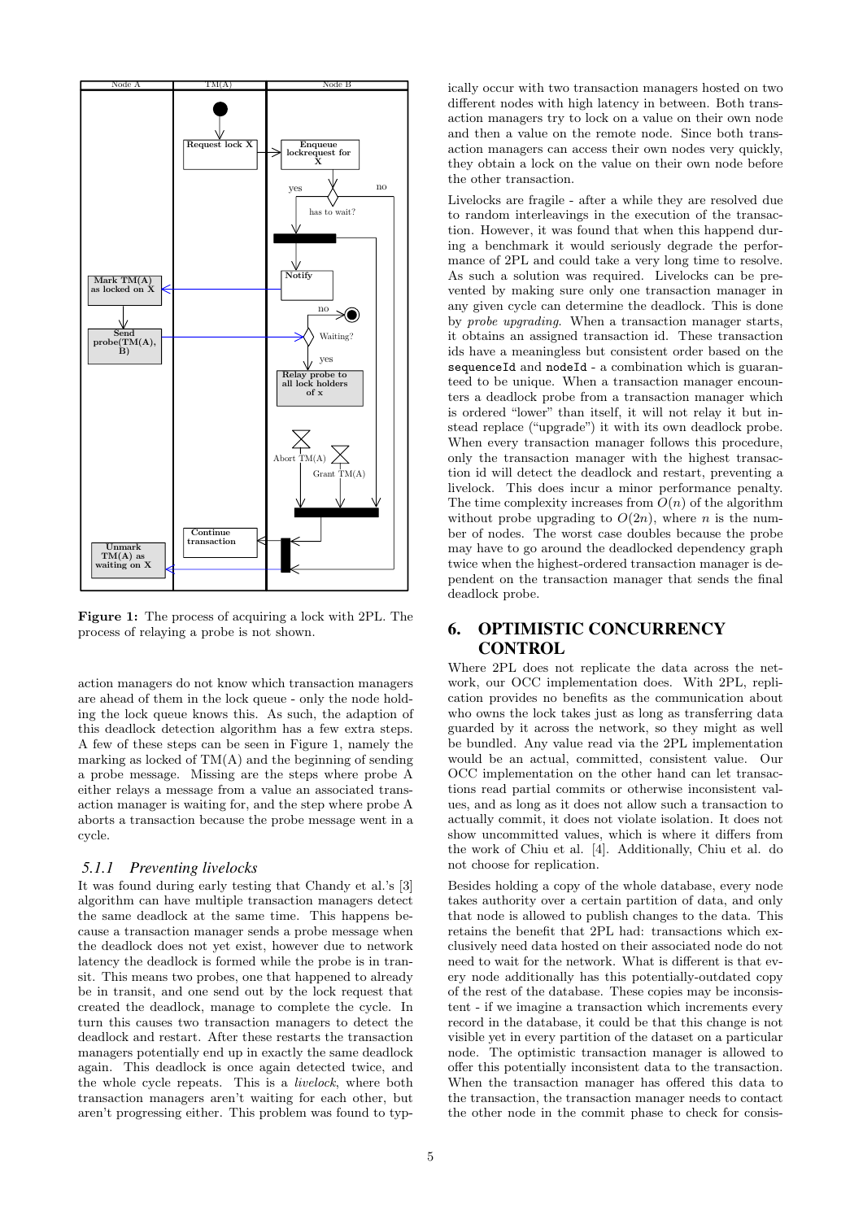**Figure 1:** The process of acquiring a lock with 2PL. The process of relaying a probe is not shown.

action managers do not know which transaction managers are ahead of them in the lock queue - only the node holding the lock queue knows this. As such, the adaption of this deadlock detection algorithm has a few extra steps. A few of these steps can be seen in Figure 1, namely the marking as locked of TM(A) and the beginning of sending a probe message. Missing are the steps where probe A either relays a message from a value an associated transaction manager is waiting for, and the step where probe A aborts a transaction because the probe message went in a cycle.

### 5.1.1 Preventing livelocks

It was found during early testing that Chandy et al.'s [3] algorithm can have multiple transaction managers detect the same deadlock at the same time. This happens because a transaction manager sends a probe message when the deadlock does not yet exist, however due to network latency the deadlock is formed while the probe is in transit. This means two probes, one that happened to already be in transit, and one send out by the lock request that created the deadlock, manage to complete the cycle. In turn this causes two transaction managers to detect the deadlock and restart. After these restarts the transaction managers potentially end up in exactly the same deadlock again. This deadlock is once again detected twice, and the whole cycle repeats. This is a *livelock*, where both transaction managers aren't waiting for each other, but aren't progressing either. This problem was found to typically occur with two transaction managers hosted on two different nodes with high latency in between. Both transaction managers try to lock on a value on their own node and then a value on the remote node. Since both transaction managers can access their own nodes very quickly, they obtain a lock on the value on their own node before the other transaction.

Livelocks are fragile - after a while they are resolved due to random interleavings in the execution of the transaction. However, it was found that when this happend during a benchmark it would seriously degrade the performance of 2PL and could take a very long time to resolve. As such a solution was required. Livelocks can be prevented by making sure only one transaction manager in any given cycle can determine the deadlock. This is done by *probe upgrading*. When a transaction manager starts, it obtains an assigned transaction id. These transaction ids have a meaningless but consistent order based on the `sequenceId` and `nodeId` - a combination which is guaranteed to be unique. When a transaction manager encounters a deadlock probe from a transaction manager which is ordered "lower" than itself, it will not relay it but instead replace ("upgrade") it with its own deadlock probe. When every transaction manager follows this procedure, only the transaction manager with the highest transaction id will detect the deadlock and restart, preventing a livelock. This does incur a minor performance penalty. The time complexity increases from $O(n)$ of the algorithm without probe upgrading to $O(2n)$, where $n$ is the number of nodes. The worst case doubles because the probe may have to go around the deadlocked dependency graph twice when the highest-ordered transaction manager is dependent on the transaction manager that sends the final deadlock probe.

## 6. OPTIMISTIC CONCURRENCY CONTROL

Where 2PL does not replicate the data across the network, our OCC implementation does. With 2PL, replication provides no benefits as the communication about who owns the lock takes just as long as transferring data guarded by it across the network, so they might as well be bundled. Any value read via the 2PL implementation would be an actual, committed, consistent value. Our OCC implementation on the other hand can let transactions read partial commits or otherwise inconsistent values, and as long as it does not allow such a transaction to actually commit, it does not violate isolation. It does not show uncommitted values, which is where it differs from the work of Chiu et al. [4]. Additionally, Chiu et al. do not choose for replication.

Besides holding a copy of the whole database, every node takes authority over a certain partition of data, and only that node is allowed to publish changes to the data. This retains the benefit that 2PL had: transactions which exclusively need data hosted on their associated node do not need to wait for the network. What is different is that every node additionally has this potentially-outdated copy of the rest of the database. These copies may be inconsistent - if we imagine a transaction which increments every record in the database, it could be that this change is not visible yet in every partition of the dataset on a particular node. The optimistic transaction manager is allowed to offer this potentially inconsistent data to the transaction. When the transaction manager has offered this data to the transaction, the transaction manager needs to contact the other node in the commit phase to check for consis-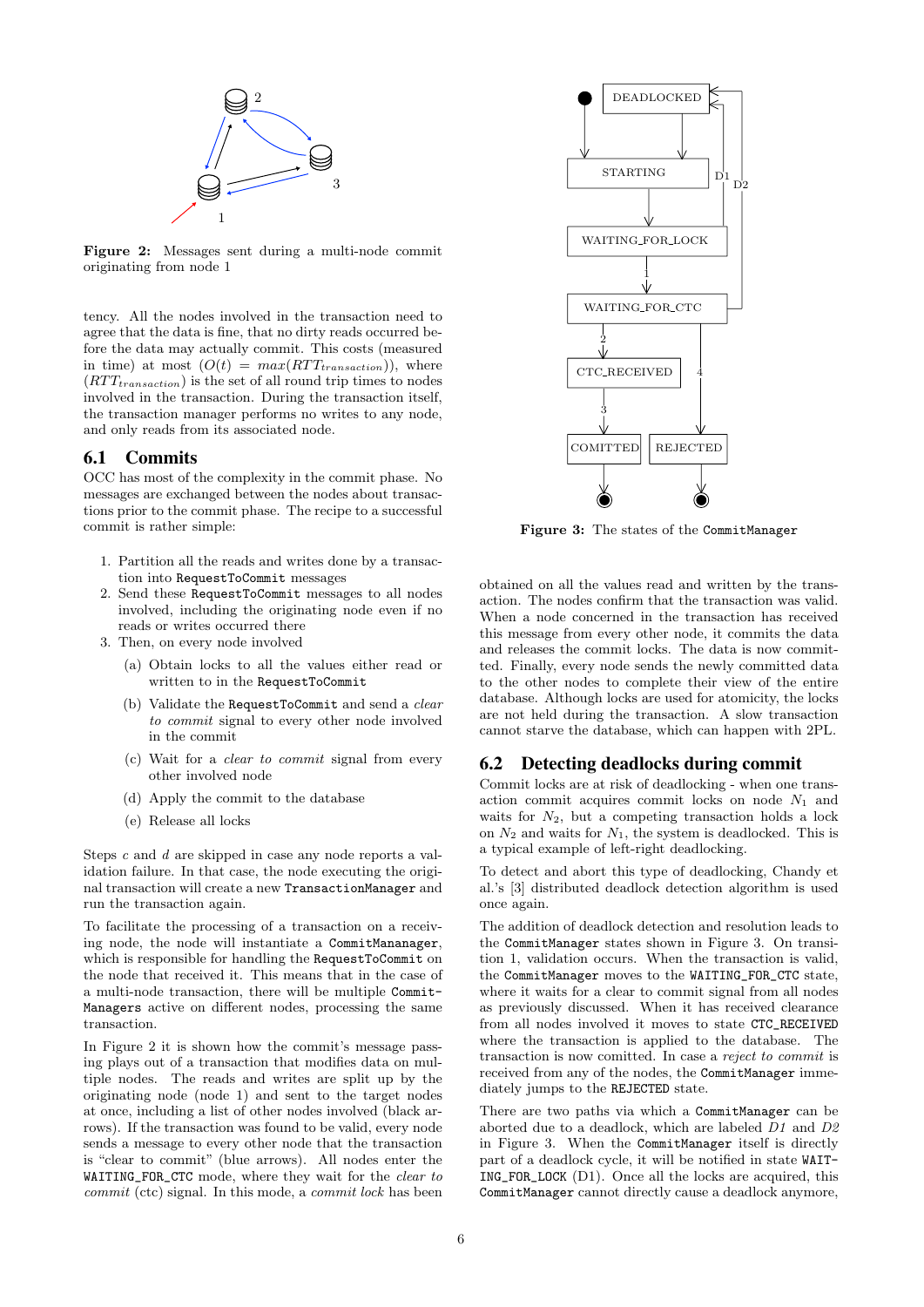**Figure 2:** Messages sent during a multi-node commit originating from node 1

tency. All the nodes involved in the transaction need to agree that the data is fine, that no dirty reads occurred before the data may actually commit. This costs (measured in time) at most ($O(t) = max(RTT_{transaction})$), where ($RTT_{transaction}$) is the set of all round trip times to nodes involved in the transaction. During the transaction itself, the transaction manager performs no writes to any node, and only reads from its associated node.

## 6.1 Commits

OCC has most of the complexity in the commit phase. No messages are exchanged between the nodes about transactions prior to the commit phase. The recipe to a successful commit is rather simple:

1. Partition all the reads and writes done by a transaction into `RequestToCommit` messages
2. Send these `RequestToCommit` messages to all nodes involved, including the originating node even if no reads or writes occurred there
3. Then, on every node involved
   (a) Obtain locks to all the values either read or written to in the `RequestToCommit`
   (b) Validate the `RequestToCommit` and send a *clear to commit* signal to every other node involved in the commit
   (c) Wait for a *clear to commit* signal from every other involved node
   (d) Apply the commit to the database
   (e) Release all locks

Steps *c* and *d* are skipped in case any node reports a validation failure. In that case, the node executing the original transaction will create a new `TransactionManager` and run the transaction again.

To facilitate the processing of a transaction on a receiving node, the node will instantiate a `CommitMananager`, which is responsible for handling the `RequestToCommit` on the node that received it. This means that in the case of a multi-node transaction, there will be multiple `CommitManagers` active on different nodes, processing the same transaction.

In Figure 2 it is shown how the commit's message passing plays out of a transaction that modifies data on multiple nodes. The reads and writes are split up by the originating node (node 1) and sent to the target nodes at once, including a list of other nodes involved (black arrows). If the transaction was found to be valid, every node sends a message to every other node that the transaction is "clear to commit" (blue arrows). All nodes enter the `WAITING_FOR_CTC` mode, where they wait for the *clear to commit* (ctc) signal. In this mode, a *commit lock* has been obtained on all the values read and written by the transaction. The nodes confirm that the transaction was valid. When a node concerned in the transaction has received this message from every other node, it commits the data and releases the commit locks. The data is now committed. Finally, every node sends the newly committed data to the other nodes to complete their view of the entire database. Although locks are used for atomicity, the locks are not held during the transaction. A slow transaction cannot starve the database, which can happen with 2PL.

**Figure 3:** The states of the `CommitManager`

## 6.2 Detecting deadlocks during commit

Commit locks are at risk of deadlocking - when one transaction commit acquires commit locks on node $N_1$ and waits for $N_2$, but a competing transaction holds a lock on $N_2$ and waits for $N_1$, the system is deadlocked. This is a typical example of left-right deadlocking.

To detect and abort this type of deadlocking, Chandy et al.'s [3] distributed deadlock detection algorithm is used once again.

The addition of deadlock detection and resolution leads to the `CommitManager` states shown in Figure 3. On transition 1, validation occurs. When the transaction is valid, the `CommitManager` moves to the `WAITING_FOR_CTC` state, where it waits for a clear to commit signal from all nodes as previously discussed. When it has received clearance from all nodes involved it moves to state `CTC_RECEIVED` where the transaction is applied to the database. The transaction is now committed. In case a *reject to commit* is received from any of the nodes, the `CommitManager` immediately jumps to the `REJECTED` state.

There are two paths via which a `CommitManager` can be aborted due to a deadlock, which are labeled *D1* and *D2* in Figure 3. When the `CommitManager` itself is directly part of a deadlock cycle, it will be notified in state `WAITING_FOR_LOCK` (D1). Once all the locks are acquired, this `CommitManager` cannot directly cause a deadlock anymore,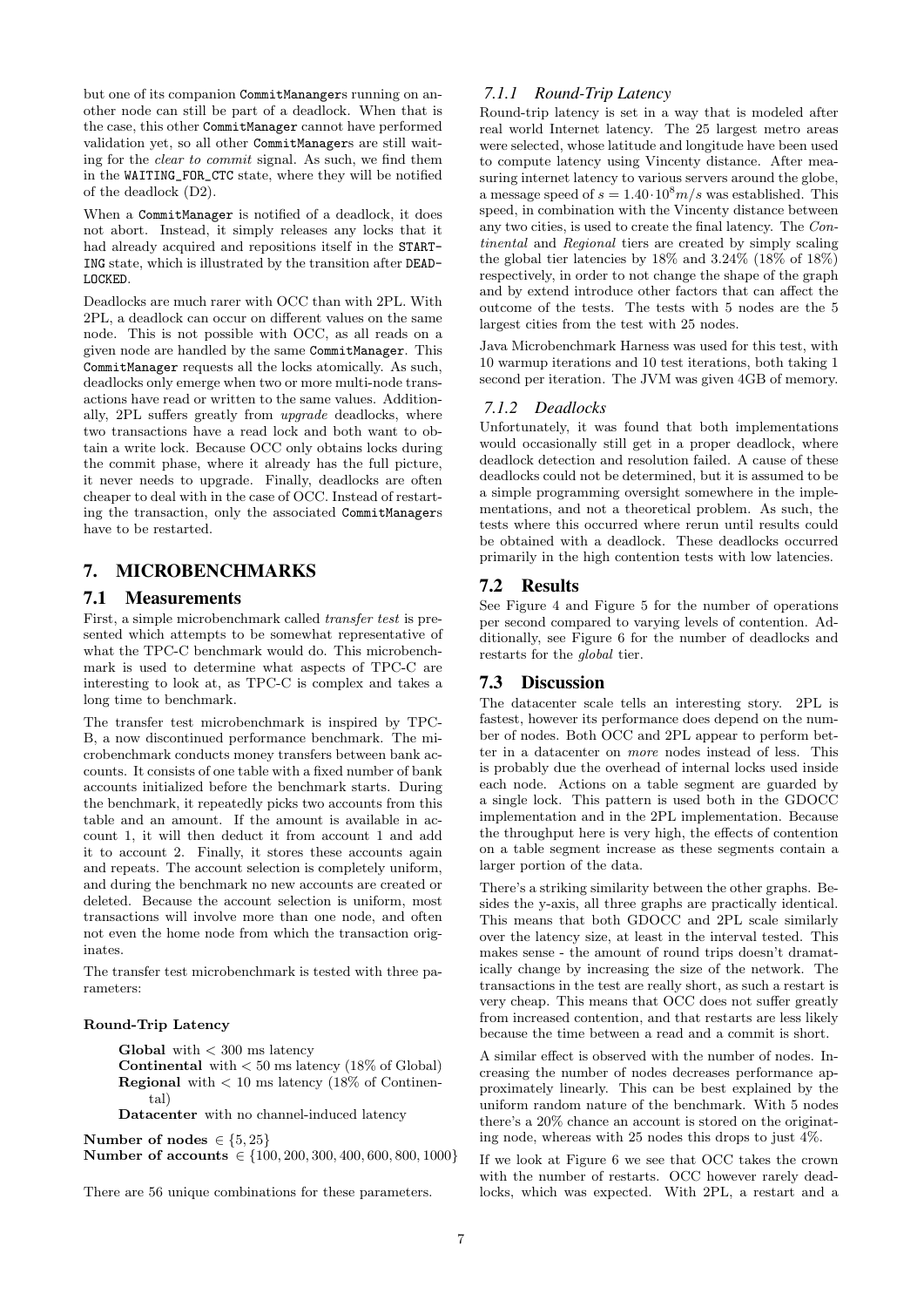but one of its companion CommitMananger s running on another node can still be part of a deadlock. When that is the case, this other CommitManager cannot have performed validation yet, so all other CommitManagers are still waiting for the *clear to commit* signal. As such, we find them in the WAITING_FOR_CTC state, where they will be notified of the deadlock (D2).

When a CommitManager is notified of a deadlock, it does not abort. Instead, it simply releases any locks that it had already acquired and repositions itself in the STARTING state, which is illustrated by the transition after DEADLOCKED.

Deadlocks are much rarer with OCC than with 2PL. With 2PL, a deadlock can occur on different values on the same node. This is not possible with OCC, as all reads on a given node are handled by the same CommitManager. This CommitManager requests all the locks atomically. As such, deadlocks only emerge when two or more multi-node transactions have read or written to the same values. Additionally, 2PL suffers greatly from *upgrade* deadlocks, where two transactions have a read lock and both want to obtain a write lock. Because OCC only obtains locks during the commit phase, where it already has the full picture, it never needs to upgrade. Finally, deadlocks are often cheaper to deal with in the case of OCC. Instead of restarting the transaction, only the associated CommitManagers have to be restarted.

## 7. MICROBENCHMARKS

### 7.1 Measurements

First, a simple microbenchmark called *transfer test* is presented which attempts to be somewhat representative of what the TPC-C benchmark would do. This microbenchmark is used to determine what aspects of TPC-C are interesting to look at, as TPC-C is complex and takes a long time to benchmark.

The transfer test microbenchmark is inspired by TPC-B, a now discontinued performance benchmark. The microbenchmark conducts money transfers between bank accounts. It consists of one table with a fixed number of bank accounts initialized before the benchmark starts. During the benchmark, it repeatedly picks two accounts from this table and an amount. If the amount is available in account 1, it will then deduct it from account 1 and add it to account 2. Finally, it stores these accounts again and repeats. The account selection is completely uniform, and during the benchmark no new accounts are created or deleted. Because the account selection is uniform, most transactions will involve more than one node, and often not even the home node from which the transaction originates.

The transfer test microbenchmark is tested with three parameters:

**Round-Trip Latency**

- **Global** with $< 300$ ms latency
- **Continental** with $< 50$ ms latency (18% of Global)
- **Regional** with $< 10$ ms latency (18% of Continental)
- **Datacenter** with no channel-induced latency

**Number of nodes** $\in \{5, 25\}$

**Number of accounts** $\in \{100, 200, 300, 400, 600, 800, 1000\}$

There are 56 unique combinations for these parameters.

#### 7.1.1 Round-Trip Latency

Round-trip latency is set in a way that is modeled after real world Internet latency. The 25 largest metro areas were selected, whose latitude and longitude have been used to compute latency using Vincenty distance. After measuring internet latency to various servers around the globe, a message speed of $s = 1.40 \cdot 10^8 m/s$ was established. This speed, in combination with the Vincenty distance between any two cities, is used to create the final latency. The *Continental* and *Regional* tiers are created by simply scaling the global tier latencies by 18% and 3.24% (18% of 18%) respectively, in order to not change the shape of the graph and by extend introduce other factors that can affect the outcome of the tests. The tests with 5 nodes are the 5 largest cities from the test with 25 nodes.

Java Microbenchmark Harness was used for this test, with 10 warmup iterations and 10 test iterations, both taking 1 second per iteration. The JVM was given 4GB of memory.

#### 7.1.2 Deadlocks

Unfortunately, it was found that both implementations would occasionally still get in a proper deadlock, where deadlock detection and resolution failed. A cause of these deadlocks could not be determined, but it is assumed to be a simple programming oversight somewhere in the implementations, and not a theoretical problem. As such, the tests where this occurred where rerun until results could be obtained with a deadlock. These deadlocks occurred primarily in the high contention tests with low latencies.

### 7.2 Results

See Figure 4 and Figure 5 for the number of operations per second compared to varying levels of contention. Additionally, see Figure 6 for the number of deadlocks and restarts for the *global* tier.

### 7.3 Discussion

The datacenter scale tells an interesting story. 2PL is fastest, however its performance does depend on the number of nodes. Both OCC and 2PL appear to perform better in a datacenter on *more* nodes instead of less. This is probably due the overhead of internal locks used inside each node. Actions on a table segment are guarded by a single lock. This pattern is used both in the GDOCC implementation and in the 2PL implementation. Because the throughput here is very high, the effects of contention on a table segment increase as these segments contain a larger portion of the data.

There's a striking similarity between the other graphs. Besides the y-axis, all three graphs are practically identical. This means that both GDOCC and 2PL scale similarly over the latency size, at least in the interval tested. This makes sense - the amount of round trips doesn't dramatically change by increasing the size of the network. The transactions in the test are really short, as such a restart is very cheap. This means that OCC does not suffer greatly from increased contention, and that restarts are less likely because the time between a read and a commit is short.

A similar effect is observed with the number of nodes. Increasing the number of nodes decreases performance approximately linearly. This can be best explained by the uniform random nature of the benchmark. With 5 nodes there's a 20% chance an account is stored on the originating node, whereas with 25 nodes this drops to just 4%.

If we look at Figure 6 we see that OCC takes the crown with the number of restarts. OCC however rarely deadlocks, which was expected. With 2PL, a restart and a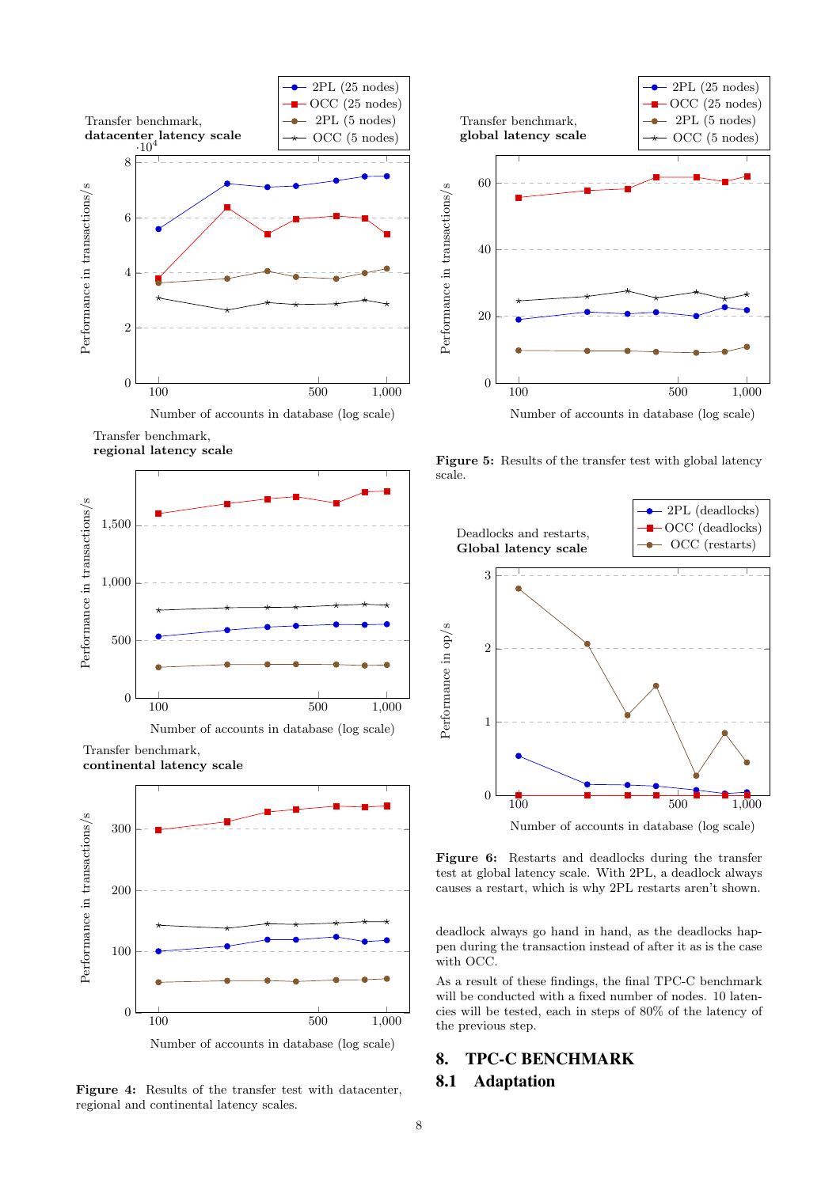Figure 4: Results of the transfer test with datacenter, regional and continental latency scales.

Figure 5: Results of the transfer test with global latency scale.

Figure 6: Restarts and deadlocks during the transfer test at global latency scale. With 2PL, a deadlock always causes a restart, which is why 2PL restarts aren't shown.

deadlock always go hand in hand, as the deadlocks happen during the transaction instead of after it as is the case with OCC.

As a result of these findings, the final TPC-C benchmark will be conducted with a fixed number of nodes. 10 latencies will be tested, each in steps of 80% of the latency of the previous step.

## 8. TPC-C BENCHMARK

### 8.1 Adaptation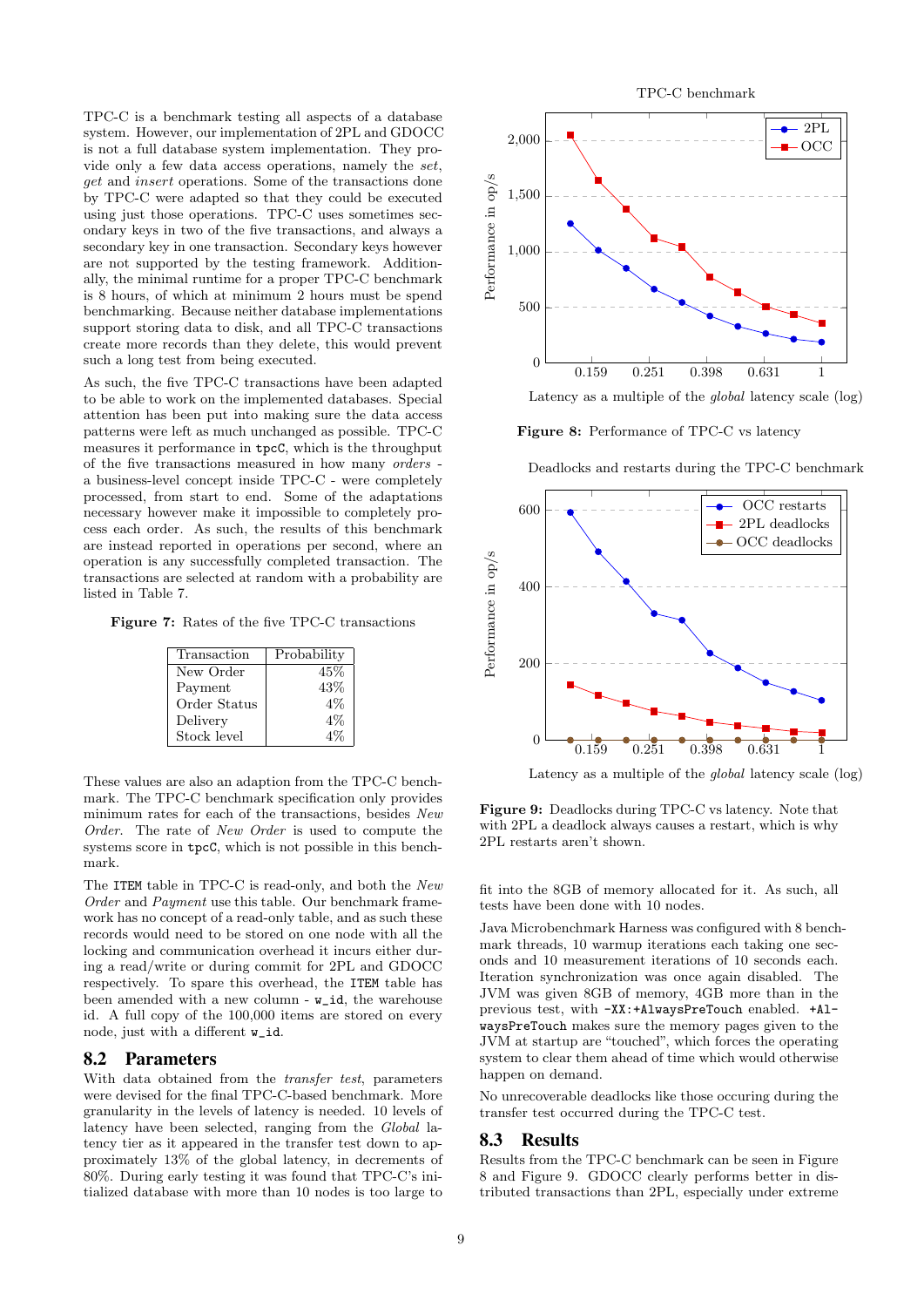TPC-C is a benchmark testing all aspects of a database system. However, our implementation of 2PL and GDOCC is not a full database system implementation. They provide only a few data access operations, namely the *set*, *get* and *insert* operations. Some of the transactions done by TPC-C were adapted so that they could be executed using just those operations. TPC-C uses sometimes secondary keys in two of the five transactions, and always a secondary key in one transaction. Secondary keys however are not supported by the testing framework. Additionally, the minimal runtime for a proper TPC-C benchmark is 8 hours, of which at minimum 2 hours must be spend benchmarking. Because neither database implementations support storing data to disk, and all TPC-C transactions create more records than they delete, this would prevent such a long test from being executed.

As such, the five TPC-C transactions have been adapted to be able to work on the implemented databases. Special attention has been put into making sure the data access patterns were left as much unchanged as possible. TPC-C measures it performance in `tpcC`, which is the throughput of the five transactions measured in how many *orders* - a business-level concept inside TPC-C - were completely processed, from start to end. Some of the adaptations necessary however make it impossible to completely process each order. As such, the results of this benchmark are instead reported in operations per second, where an operation is any successfully completed transaction. The transactions are selected at random with a probability are listed in Table 7.

**Figure 7:** Rates of the five TPC-C transactions

| Transaction | Probability |
|---|---|
| New Order | 45% |
| Payment | 43% |
| Order Status | 4% |
| Delivery | 4% |
| Stock level | 4% |

These values are also an adaption from the TPC-C benchmark. The TPC-C benchmark specification only provides minimum rates for each of the transactions, besides *New Order*. The rate of *New Order* is used to compute the systems score in `tpcC`, which is not possible in this benchmark.

The `ITEM` table in TPC-C is read-only, and both the *New Order* and *Payment* use this table. Our benchmark framework has no concept of a read-only table, and as such these records would need to be stored on one node with all the locking and communication overhead it incurs either during a read/write or during commit for 2PL and GDOCC respectively. To spare this overhead, the `ITEM` table has been amended with a new column - `w_id`, the warehouse id. A full copy of the 100,000 items are stored on every node, just with a different `w_id`.

## 8.2 Parameters

With data obtained from the *transfer test*, parameters were devised for the final TPC-C-based benchmark. More granularity in the levels of latency is needed. 10 levels of latency have been selected, ranging from the *Global* latency tier as it appeared in the transfer test down to approximately 13% of the global latency, in decrements of 80%. During early testing it was found that TPC-C's initialized database with more than 10 nodes is too large to fit into the 8GB of memory allocated for it. As such, all tests have been done with 10 nodes.

Java Microbenchmark Harness was configured with 8 benchmark threads, 10 warmup iterations each taking one seconds and 10 measurement iterations of 10 seconds each. Iteration synchronization was once again disabled. The JVM was given 8GB of memory, 4GB more than in the previous test, with `-XX:+AlwaysPreTouch` enabled. `+AlwaysPreTouch` makes sure the memory pages given to the JVM at startup are "touched", which forces the operating system to clear them ahead of time which would otherwise happen on demand.

No unrecoverable deadlocks like those occuring during the transfer test occurred during the TPC-C test.

**Figure 8:** Performance of TPC-C vs latency

**Figure 9:** Deadlocks during TPC-C vs latency. Note that with 2PL a deadlock always causes a restart, which is why 2PL restarts aren't shown.

## 8.3 Results

Results from the TPC-C benchmark can be seen in Figure 8 and Figure 9. GDOCC clearly performs better in distributed transactions than 2PL, especially under extreme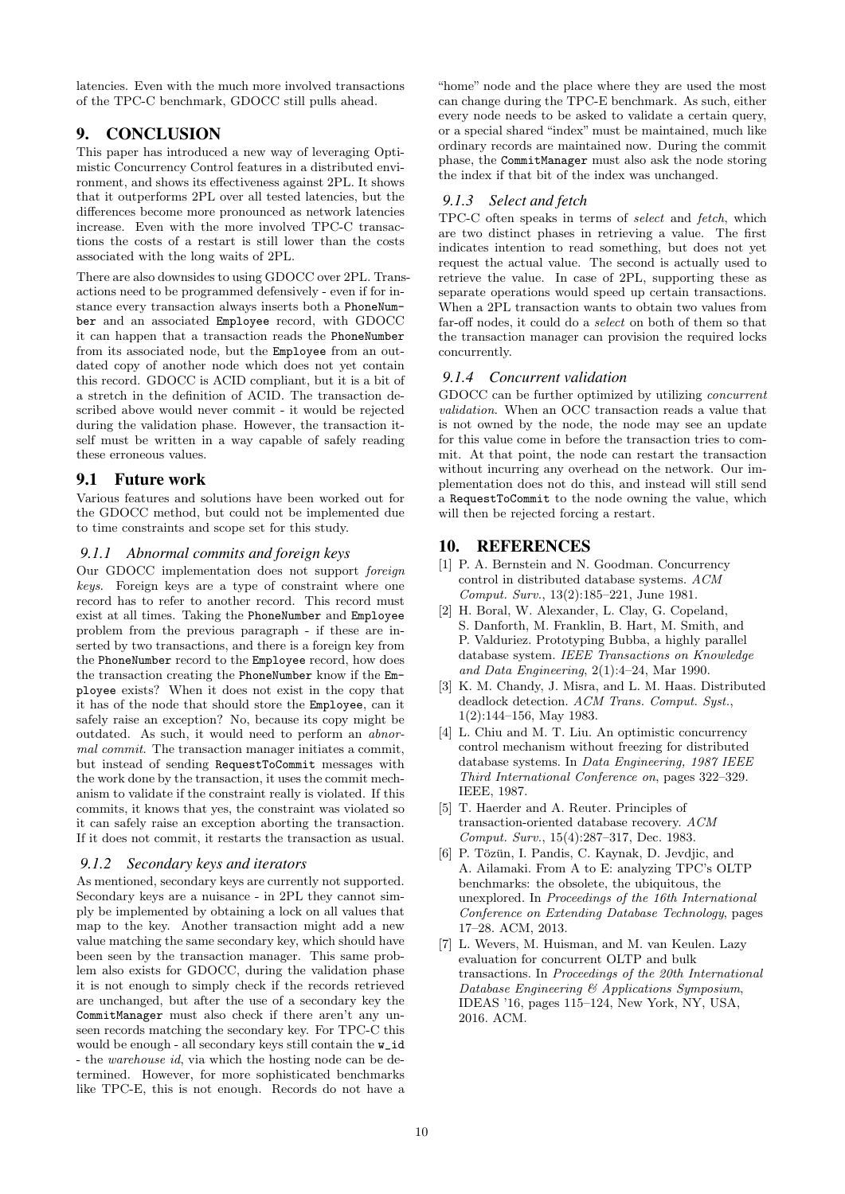latencies. Even with the much more involved transactions of the TPC-C benchmark, GDOCC still pulls ahead.

# 9. CONCLUSION

This paper has introduced a new way of leveraging Optimistic Concurrency Control features in a distributed environment, and shows its effectiveness against 2PL. It shows that it outperforms 2PL over all tested latencies, but the differences become more pronounced as network latencies increase. Even with the more involved TPC-C transactions the costs of a restart is still lower than the costs associated with the long waits of 2PL.

There are also downsides to using GDOCC over 2PL. Transactions need to be programmed defensively - even if for instance every transaction always inserts both a PhoneNumber and an associated Employee record, with GDOCC it can happen that a transaction reads the PhoneNumber from its associated node, but the Employee from an outdated copy of another node which does not yet contain this record. GDOCC is ACID compliant, but it is a bit of a stretch in the definition of ACID. The transaction described above would never commit - it would be rejected during the validation phase. However, the transaction itself must be written in a way capable of safely reading these erroneous values.

## 9.1 Future work

Various features and solutions have been worked out for the GDOCC method, but could not be implemented due to time constraints and scope set for this study.

### 9.1.1 Abnormal commits and foreign keys

Our GDOCC implementation does not support *foreign keys*. Foreign keys are a type of constraint where one record has to refer to another record. This record must exist at all times. Taking the PhoneNumber and Employee problem from the previous paragraph - if these are inserted by two transactions, and there is a foreign key from the PhoneNumber record to the Employee record, how does the transaction creating the PhoneNumber know if the Employee exists? When it does not exist in the copy that it has of the node that should store the Employee, can it safely raise an exception? No, because its copy might be outdated. As such, it would need to perform an *abnormal commit*. The transaction manager initiates a commit, but instead of sending RequestToCommit messages with the work done by the transaction, it uses the commit mechanism to validate if the constraint really is violated. If this commits, it knows that yes, the constraint was violated so it can safely raise an exception aborting the transaction. If it does not commit, it restarts the transaction as usual.

### 9.1.2 Secondary keys and iterators

As mentioned, secondary keys are currently not supported. Secondary keys are a nuisance - in 2PL they cannot simply be implemented by obtaining a lock on all values that map to the key. Another transaction might add a new value matching the same secondary key, which should have been seen by the transaction manager. This same problem also exists for GDOCC, during the validation phase it is not enough to simply check if the records retrieved are unchanged, but after the use of a secondary key the CommitManager must also check if there aren't any unseen records matching the secondary key. For TPC-C this would be enough - all secondary keys still contain the w_id - the *warehouse id*, via which the hosting node can be determined. However, for more sophisticated benchmarks like TPC-E, this is not enough. Records do not have a "home" node and the place where they are used the most can change during the TPC-E benchmark. As such, either every node needs to be asked to validate a certain query, or a special shared "index" must be maintained, much like ordinary records are maintained now. During the commit phase, the CommitManager must also ask the node storing the index if that bit of the index was unchanged.

### 9.1.3 Select and fetch

TPC-C often speaks in terms of *select* and *fetch*, which are two distinct phases in retrieving a value. The first indicates intention to read something, but does not yet request the actual value. The second is actually used to retrieve the value. In case of 2PL, supporting these as separate operations would speed up certain transactions. When a 2PL transaction wants to obtain two values from far-off nodes, it could do a *select* on both of them so that the transaction manager can provision the required locks concurrently.

### 9.1.4 Concurrent validation

GDOCC can be further optimized by utilizing *concurrent validation*. When an OCC transaction reads a value that is not owned by the node, the node may see an update for this value come in before the transaction tries to commit. At that point, the node can restart the transaction without incurring any overhead on the network. Our implementation does not do this, and instead will still send a RequestToCommit to the node owning the value, which will then be rejected forcing a restart.

# 10. REFERENCES

[1] P. A. Bernstein and N. Goodman. Concurrency control in distributed database systems. *ACM Comput. Surv.*, 13(2):185–221, June 1981.

[2] H. Boral, W. Alexander, L. Clay, G. Copeland, S. Danforth, M. Franklin, B. Hart, M. Smith, and P. Valduriez. Prototyping Bubba, a highly parallel database system. *IEEE Transactions on Knowledge and Data Engineering*, 2(1):4–24, Mar 1990.

[3] K. M. Chandy, J. Misra, and L. M. Haas. Distributed deadlock detection. *ACM Trans. Comput. Syst.*, 1(2):144–156, May 1983.

[4] L. Chiu and M. T. Liu. An optimistic concurrency control mechanism without freezing for distributed database systems. In *Data Engineering, 1987 IEEE Third International Conference on*, pages 322–329. IEEE, 1987.

[5] T. Haerder and A. Reuter. Principles of transaction-oriented database recovery. *ACM Comput. Surv.*, 15(4):287–317, Dec. 1983.

[6] P. Tözün, I. Pandis, C. Kaynak, D. Jevdjic, and A. Ailamaki. From A to E: analyzing TPC's OLTP benchmarks: the obsolete, the ubiquitous, the unexplored. In *Proceedings of the 16th International Conference on Extending Database Technology*, pages 17–28. ACM, 2013.

[7] L. Wevers, M. Huisman, and M. van Keulen. Lazy evaluation for concurrent OLTP and bulk transactions. In *Proceedings of the 20th International Database Engineering & Applications Symposium*, IDEAS '16, pages 115–124, New York, NY, USA, 2016. ACM.